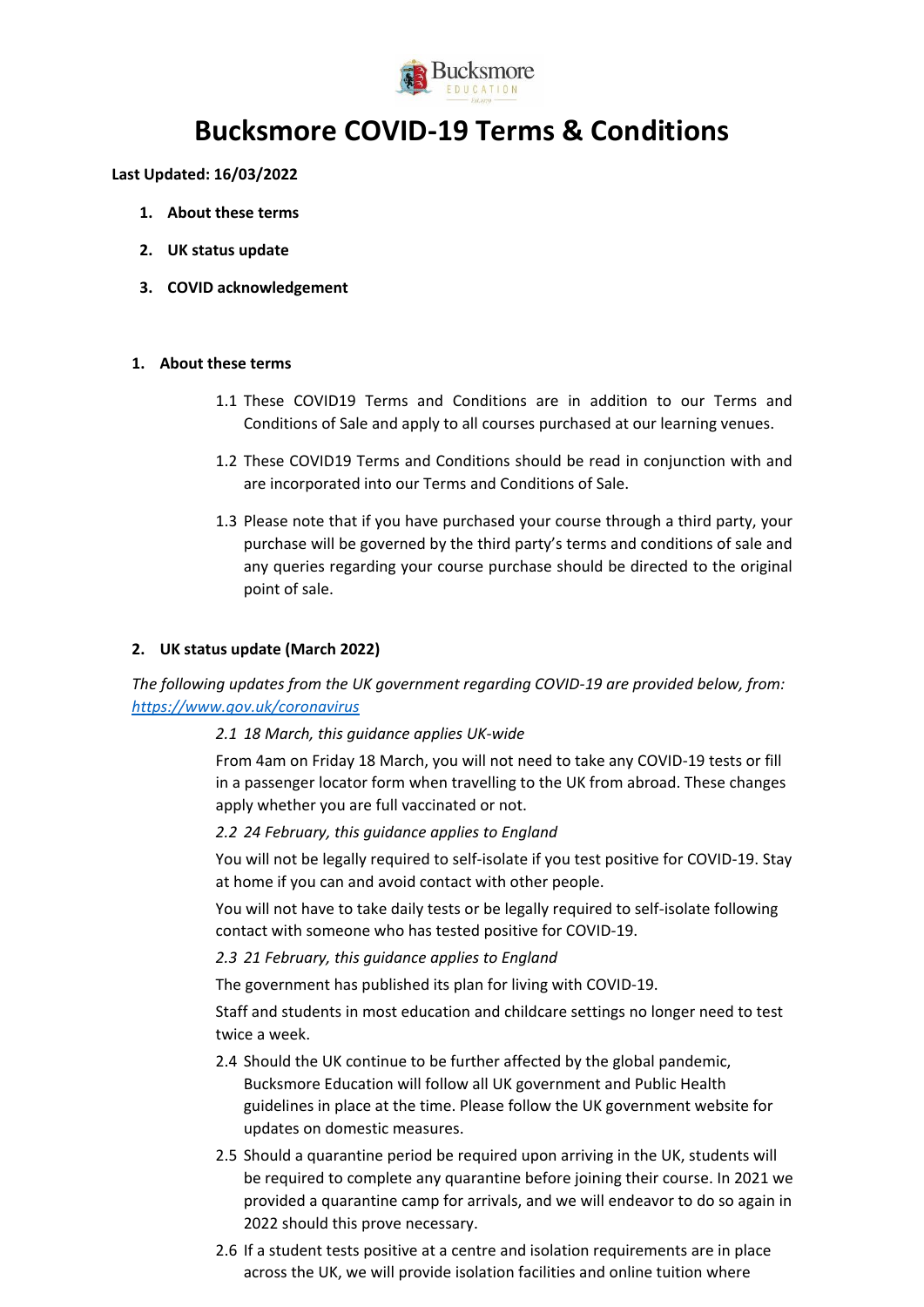# Bucksmore COVID-19 Terms & Conditions

**Last Updated: 16/03/2022**

1. **About these terms**
2. **UK status update**
3. **COVID acknowledgement**

## 1. About these terms

1.1 These COVID19 Terms and Conditions are in addition to our Terms and Conditions of Sale and apply to all courses purchased at our learning venues.

1.2 These COVID19 Terms and Conditions should be read in conjunction with and are incorporated into our Terms and Conditions of Sale.

1.3 Please note that if you have purchased your course through a third party, your purchase will be governed by the third party's terms and conditions of sale and any queries regarding your course purchase should be directed to the original point of sale.

## 2. UK status update (March 2022)

*The following updates from the UK government regarding COVID-19 are provided below, from: [https://www.gov.uk/coronavirus](https://www.gov.uk/coronavirus)*

*2.1 18 March, this guidance applies UK-wide*

From 4am on Friday 18 March, you will not need to take any COVID-19 tests or fill in a passenger locator form when travelling to the UK from abroad. These changes apply whether you are full vaccinated or not.

*2.2 24 February, this guidance applies to England*

You will not be legally required to self-isolate if you test positive for COVID-19. Stay at home if you can and avoid contact with other people.

You will not have to take daily tests or be legally required to self-isolate following contact with someone who has tested positive for COVID-19.

*2.3 21 February, this guidance applies to England*

The government has published its plan for living with COVID-19.

Staff and students in most education and childcare settings no longer need to test twice a week.

2.4 Should the UK continue to be further affected by the global pandemic, Bucksmore Education will follow all UK government and Public Health guidelines in place at the time. Please follow the UK government website for updates on domestic measures.

2.5 Should a quarantine period be required upon arriving in the UK, students will be required to complete any quarantine before joining their course. In 2021 we provided a quarantine camp for arrivals, and we will endeavor to do so again in 2022 should this prove necessary.

2.6 If a student tests positive at a centre and isolation requirements are in place across the UK, we will provide isolation facilities and online tuition where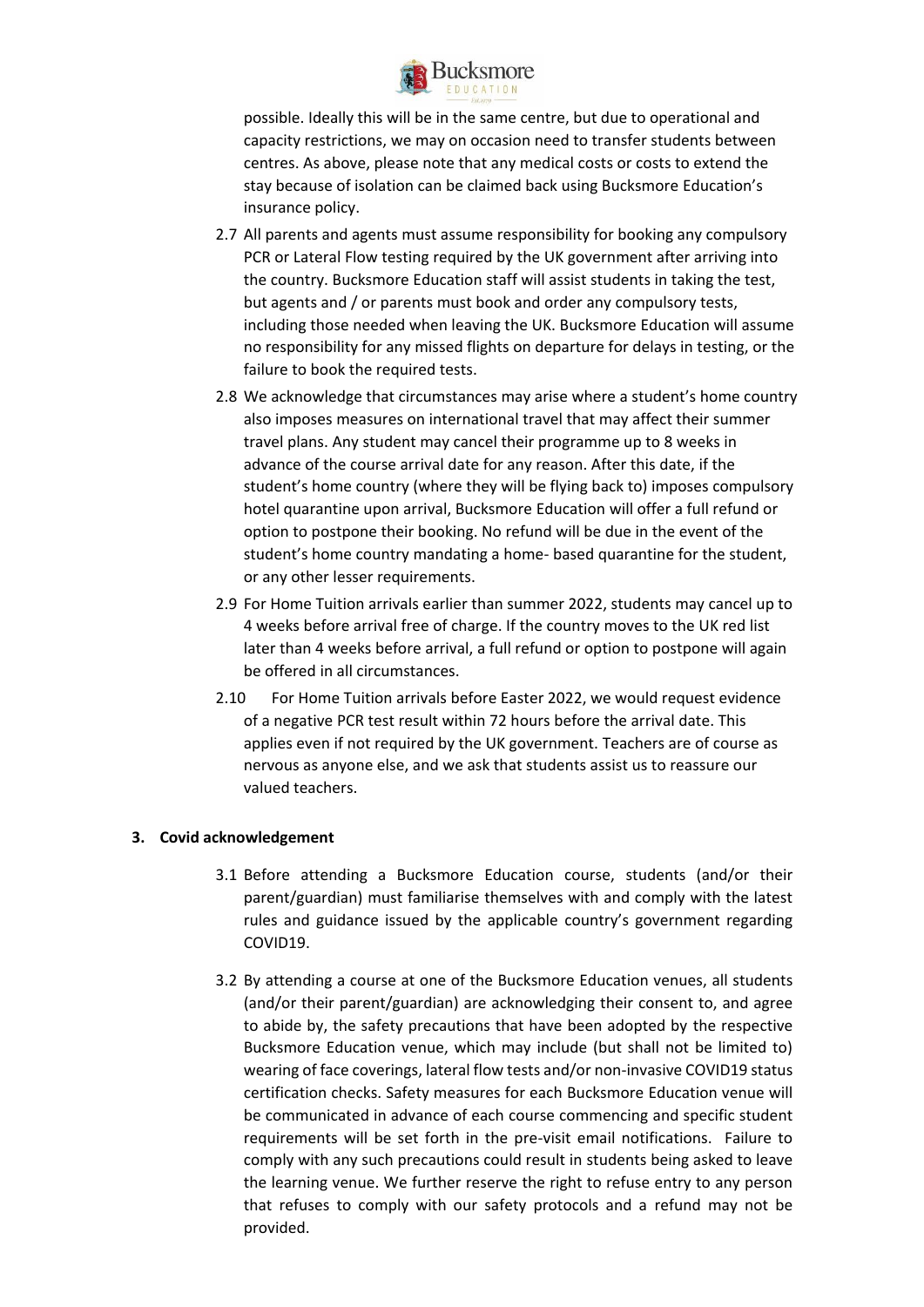possible. Ideally this will be in the same centre, but due to operational and capacity restrictions, we may on occasion need to transfer students between centres. As above, please note that any medical costs or costs to extend the stay because of isolation can be claimed back using Bucksmore Education's insurance policy.

2.7 All parents and agents must assume responsibility for booking any compulsory PCR or Lateral Flow testing required by the UK government after arriving into the country. Bucksmore Education staff will assist students in taking the test, but agents and / or parents must book and order any compulsory tests, including those needed when leaving the UK. Bucksmore Education will assume no responsibility for any missed flights on departure for delays in testing, or the failure to book the required tests.

2.8 We acknowledge that circumstances may arise where a student's home country also imposes measures on international travel that may affect their summer travel plans. Any student may cancel their programme up to 8 weeks in advance of the course arrival date for any reason. After this date, if the student's home country (where they will be flying back to) imposes compulsory hotel quarantine upon arrival, Bucksmore Education will offer a full refund or option to postpone their booking. No refund will be due in the event of the student's home country mandating a home- based quarantine for the student, or any other lesser requirements.

2.9 For Home Tuition arrivals earlier than summer 2022, students may cancel up to 4 weeks before arrival free of charge. If the country moves to the UK red list later than 4 weeks before arrival, a full refund or option to postpone will again be offered in all circumstances.

2.10 For Home Tuition arrivals before Easter 2022, we would request evidence of a negative PCR test result within 72 hours before the arrival date. This applies even if not required by the UK government. Teachers are of course as nervous as anyone else, and we ask that students assist us to reassure our valued teachers.

**3. Covid acknowledgement**

3.1 Before attending a Bucksmore Education course, students (and/or their parent/guardian) must familiarise themselves with and comply with the latest rules and guidance issued by the applicable country's government regarding COVID19.

3.2 By attending a course at one of the Bucksmore Education venues, all students (and/or their parent/guardian) are acknowledging their consent to, and agree to abide by, the safety precautions that have been adopted by the respective Bucksmore Education venue, which may include (but shall not be limited to) wearing of face coverings, lateral flow tests and/or non-invasive COVID19 status certification checks. Safety measures for each Bucksmore Education venue will be communicated in advance of each course commencing and specific student requirements will be set forth in the pre-visit email notifications. Failure to comply with any such precautions could result in students being asked to leave the learning venue. We further reserve the right to refuse entry to any person that refuses to comply with our safety protocols and a refund may not be provided.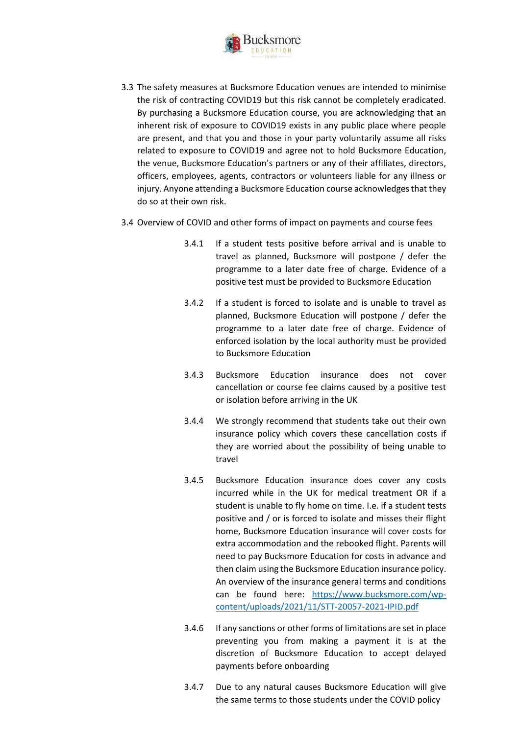3.3 The safety measures at Bucksmore Education venues are intended to minimise the risk of contracting COVID19 but this risk cannot be completely eradicated. By purchasing a Bucksmore Education course, you are acknowledging that an inherent risk of exposure to COVID19 exists in any public place where people are present, and that you and those in your party voluntarily assume all risks related to exposure to COVID19 and agree not to hold Bucksmore Education, the venue, Bucksmore Education's partners or any of their affiliates, directors, officers, employees, agents, contractors or volunteers liable for any illness or injury. Anyone attending a Bucksmore Education course acknowledges that they do so at their own risk.

3.4 Overview of COVID and other forms of impact on payments and course fees

3.4.1 If a student tests positive before arrival and is unable to travel as planned, Bucksmore will postpone / defer the programme to a later date free of charge. Evidence of a positive test must be provided to Bucksmore Education

3.4.2 If a student is forced to isolate and is unable to travel as planned, Bucksmore Education will postpone / defer the programme to a later date free of charge. Evidence of enforced isolation by the local authority must be provided to Bucksmore Education

3.4.3 Bucksmore Education insurance does not cover cancellation or course fee claims caused by a positive test or isolation before arriving in the UK

3.4.4 We strongly recommend that students take out their own insurance policy which covers these cancellation costs if they are worried about the possibility of being unable to travel

3.4.5 Bucksmore Education insurance does cover any costs incurred while in the UK for medical treatment OR if a student is unable to fly home on time. I.e. if a student tests positive and / or is forced to isolate and misses their flight home, Bucksmore Education insurance will cover costs for extra accommodation and the rebooked flight. Parents will need to pay Bucksmore Education for costs in advance and then claim using the Bucksmore Education insurance policy. An overview of the insurance general terms and conditions can be found here: [https://www.bucksmore.com/wp-content/uploads/2021/11/STT-20057-2021-IPID.pdf](https://www.bucksmore.com/wp-content/uploads/2021/11/STT-20057-2021-IPID.pdf)

3.4.6 If any sanctions or other forms of limitations are set in place preventing you from making a payment it is at the discretion of Bucksmore Education to accept delayed payments before onboarding

3.4.7 Due to any natural causes Bucksmore Education will give the same terms to those students under the COVID policy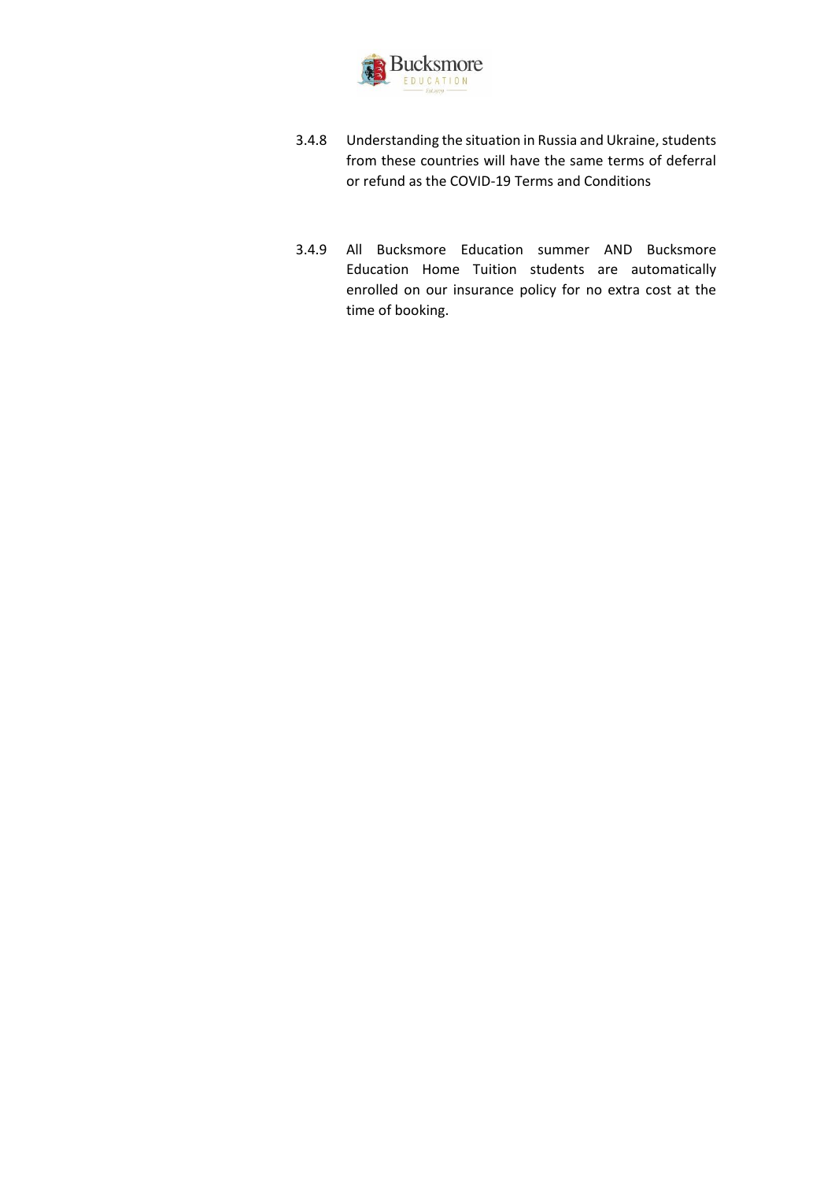3.4.8 Understanding the situation in Russia and Ukraine, students from these countries will have the same terms of deferral or refund as the COVID-19 Terms and Conditions

3.4.9 All Bucksmore Education summer AND Bucksmore Education Home Tuition students are automatically enrolled on our insurance policy for no extra cost at the time of booking.